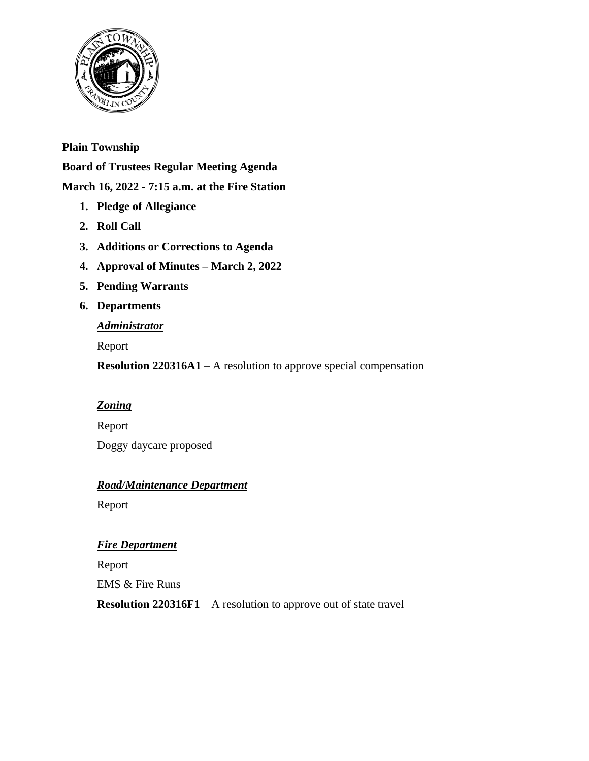**Plain Township**

**Board of Trustees Regular Meeting Agenda**

**March 16, 2022 - 7:15 a.m. at the Fire Station**

1. **Pledge of Allegiance**
2. **Roll Call**
3. **Additions or Corrections to Agenda**
4. **Approval of Minutes – March 2, 2022**
5. **Pending Warrants**
6. **Departments**

   ***Administrator***

   Report

   **Resolution 220316A1** – A resolution to approve special compensation

   ***Zoning***

   Report

   Doggy daycare proposed

   ***Road/Maintenance Department***

   Report

   ***Fire Department***

   Report

   EMS & Fire Runs

   **Resolution 220316F1** – A resolution to approve out of state travel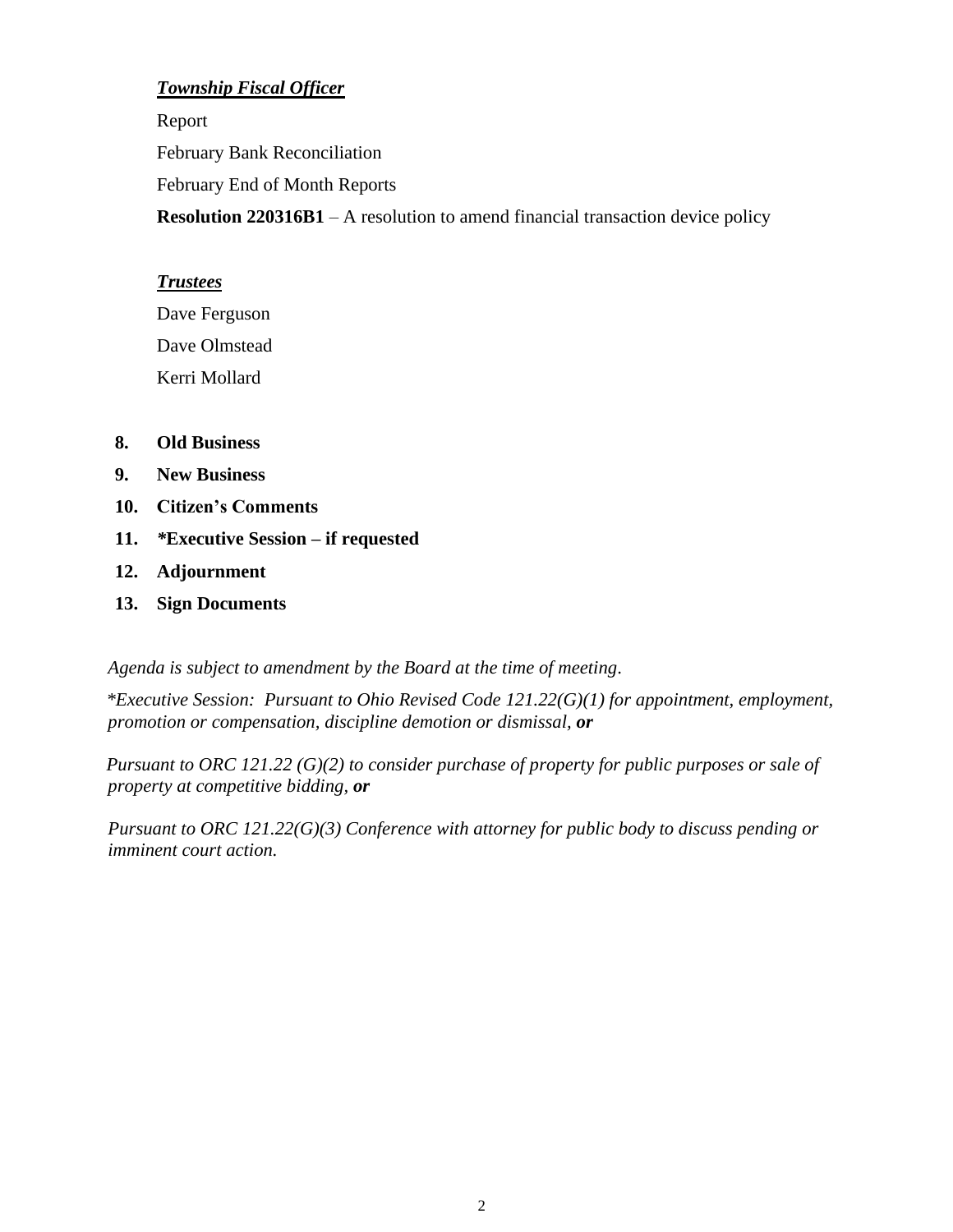***Township Fiscal Officer***

Report

February Bank Reconciliation

February End of Month Reports

**Resolution 220316B1** – A resolution to amend financial transaction device policy

***Trustees***

Dave Ferguson

Dave Olmstead

Kerri Mollard

8. **Old Business**
9. **New Business**
10. **Citizen's Comments**
11. ***Executive Session – if requested**
12. **Adjournment**
13. **Sign Documents**

*Agenda is subject to amendment by the Board at the time of meeting.*

**Executive Session: Pursuant to Ohio Revised Code 121.22(G)(1) for appointment, employment, promotion or compensation, discipline demotion or dismissal,* ***or***

*Pursuant to ORC 121.22 (G)(2) to consider purchase of property for public purposes or sale of property at competitive bidding,* ***or***

*Pursuant to ORC 121.22(G)(3) Conference with attorney for public body to discuss pending or imminent court action.*